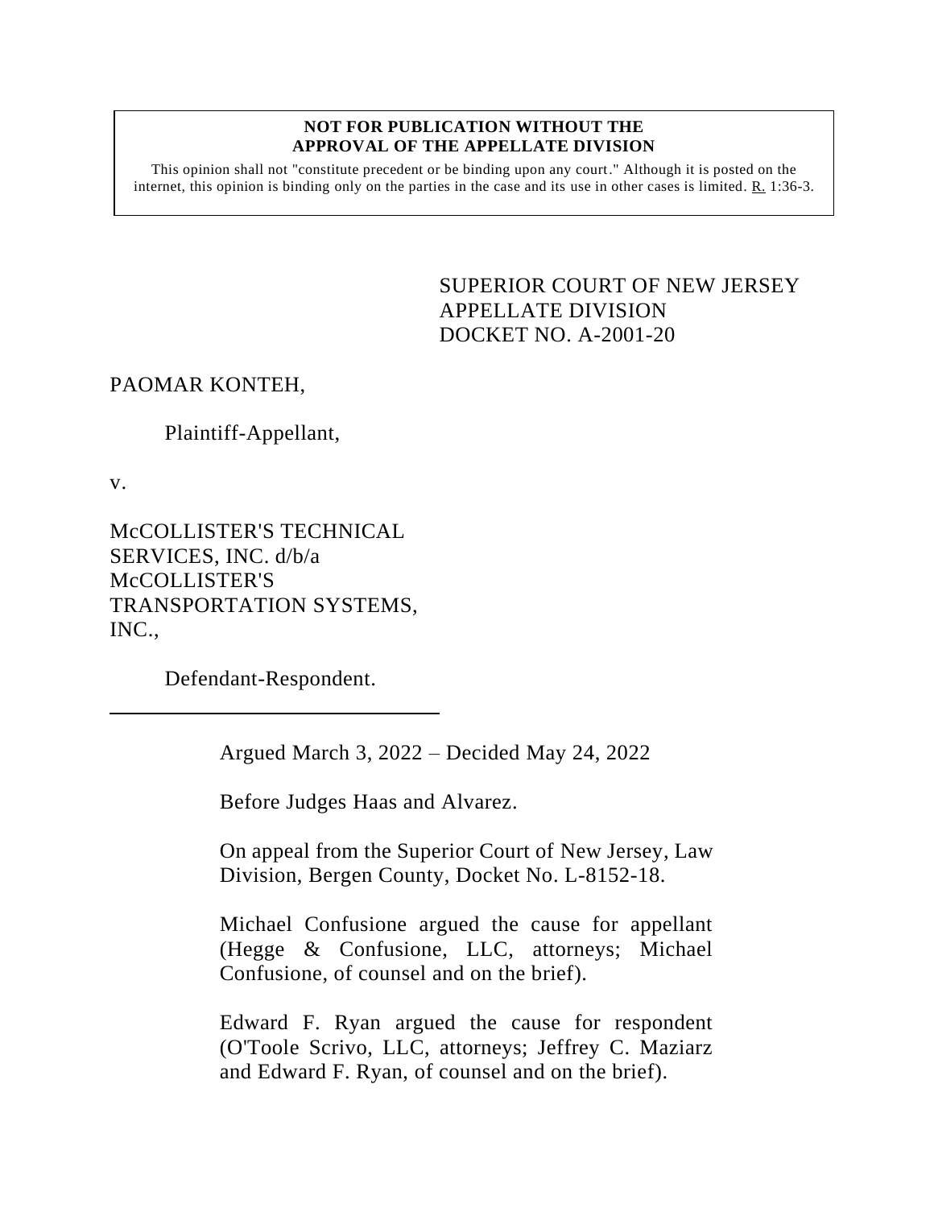**NOT FOR PUBLICATION WITHOUT THE APPROVAL OF THE APPELLATE DIVISION**

This opinion shall not "constitute precedent or be binding upon any court." Although it is posted on the internet, this opinion is binding only on the parties in the case and its use in other cases is limited. R. 1:36-3.

SUPERIOR COURT OF NEW JERSEY
APPELLATE DIVISION
DOCKET NO. A-2001-20

PAOMAR KONTEH,

Plaintiff-Appellant,

v.

McCOLLISTER'S TECHNICAL SERVICES, INC. d/b/a McCOLLISTER'S TRANSPORTATION SYSTEMS, INC.,

Defendant-Respondent.

---

Argued March 3, 2022 – Decided May 24, 2022

Before Judges Haas and Alvarez.

On appeal from the Superior Court of New Jersey, Law Division, Bergen County, Docket No. L-8152-18.

Michael Confusione argued the cause for appellant (Hegge & Confusione, LLC, attorneys; Michael Confusione, of counsel and on the brief).

Edward F. Ryan argued the cause for respondent (O'Toole Scrivo, LLC, attorneys; Jeffrey C. Maziarz and Edward F. Ryan, of counsel and on the brief).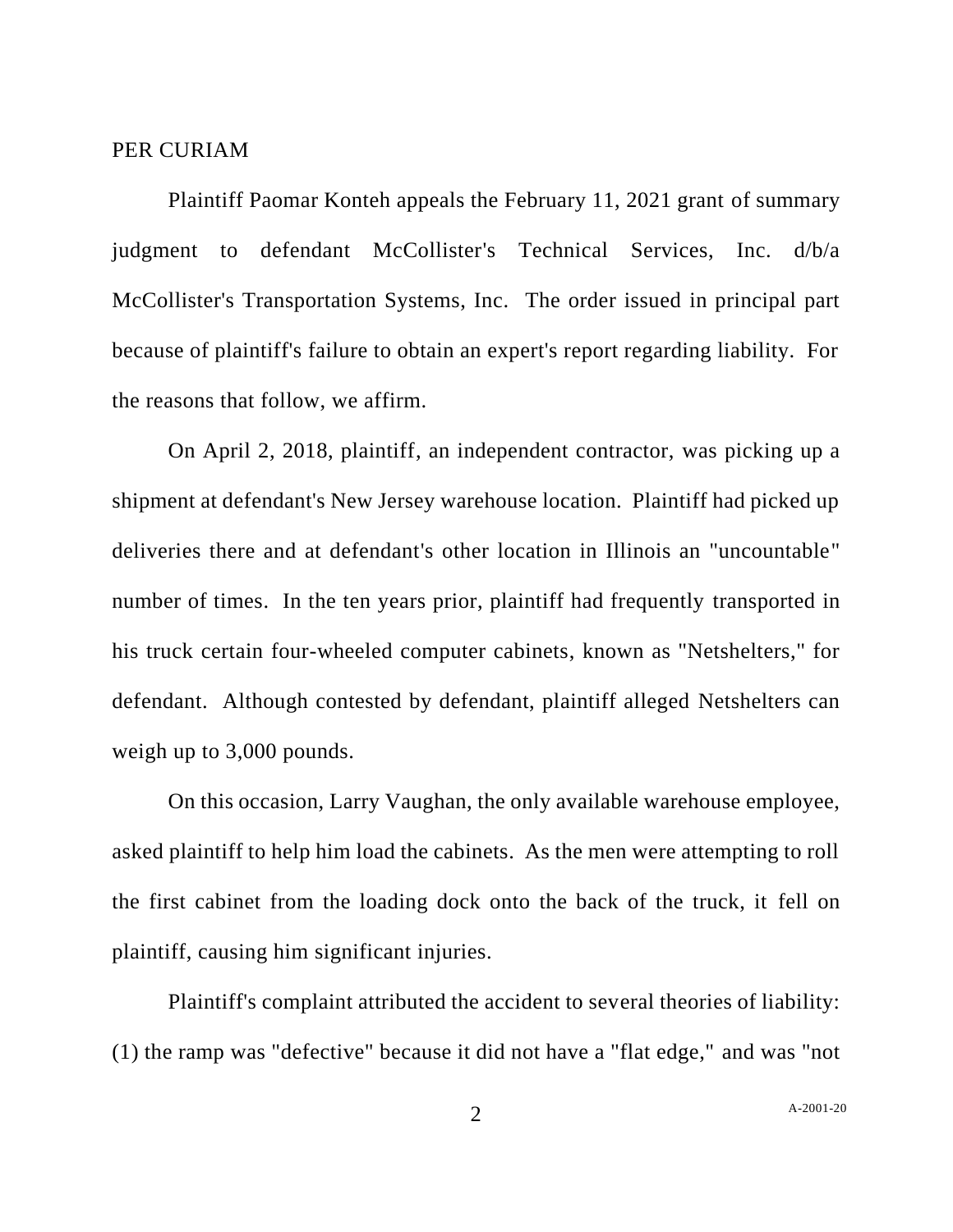PER CURIAM

Plaintiff Paomar Konteh appeals the February 11, 2021 grant of summary judgment to defendant McCollister's Technical Services, Inc. d/b/a McCollister's Transportation Systems, Inc. The order issued in principal part because of plaintiff's failure to obtain an expert's report regarding liability. For the reasons that follow, we affirm.

On April 2, 2018, plaintiff, an independent contractor, was picking up a shipment at defendant's New Jersey warehouse location. Plaintiff had picked up deliveries there and at defendant's other location in Illinois an "uncountable" number of times. In the ten years prior, plaintiff had frequently transported in his truck certain four-wheeled computer cabinets, known as "Netshelters," for defendant. Although contested by defendant, plaintiff alleged Netshelters can weigh up to 3,000 pounds.

On this occasion, Larry Vaughan, the only available warehouse employee, asked plaintiff to help him load the cabinets. As the men were attempting to roll the first cabinet from the loading dock onto the back of the truck, it fell on plaintiff, causing him significant injuries.

Plaintiff's complaint attributed the accident to several theories of liability: (1) the ramp was "defective" because it did not have a "flat edge," and was "not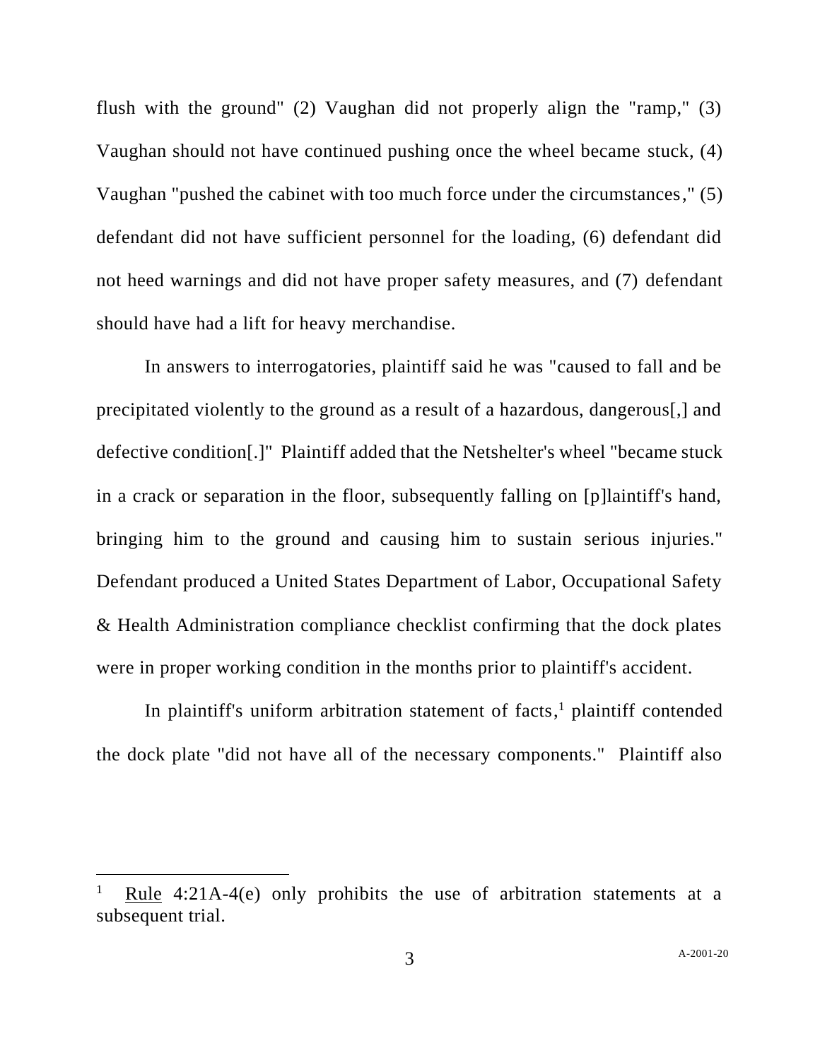flush with the ground" (2) Vaughan did not properly align the "ramp," (3) Vaughan should not have continued pushing once the wheel became stuck, (4) Vaughan "pushed the cabinet with too much force under the circumstances," (5) defendant did not have sufficient personnel for the loading, (6) defendant did not heed warnings and did not have proper safety measures, and (7) defendant should have had a lift for heavy merchandise.

In answers to interrogatories, plaintiff said he was "caused to fall and be precipitated violently to the ground as a result of a hazardous, dangerous[,] and defective condition[.]" Plaintiff added that the Netshelter's wheel "became stuck in a crack or separation in the floor, subsequently falling on [p]laintiff's hand, bringing him to the ground and causing him to sustain serious injuries." Defendant produced a United States Department of Labor, Occupational Safety & Health Administration compliance checklist confirming that the dock plates were in proper working condition in the months prior to plaintiff's accident.

In plaintiff's uniform arbitration statement of facts,[1] plaintiff contended the dock plate "did not have all of the necessary components." Plaintiff also

---

[1] Rule 4:21A-4(e) only prohibits the use of arbitration statements at a subsequent trial.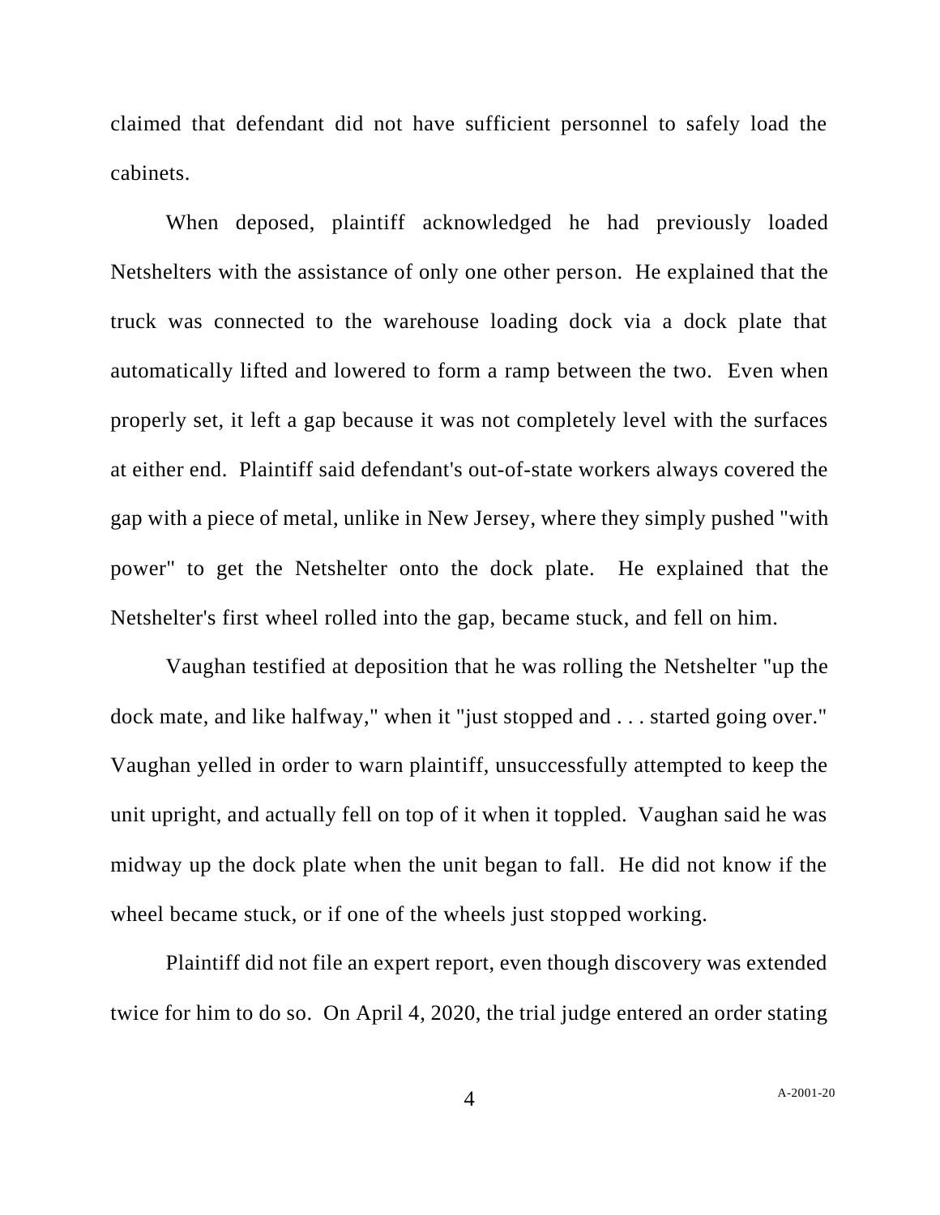claimed that defendant did not have sufficient personnel to safely load the cabinets.

When deposed, plaintiff acknowledged he had previously loaded Netshelters with the assistance of only one other person. He explained that the truck was connected to the warehouse loading dock via a dock plate that automatically lifted and lowered to form a ramp between the two. Even when properly set, it left a gap because it was not completely level with the surfaces at either end. Plaintiff said defendant's out-of-state workers always covered the gap with a piece of metal, unlike in New Jersey, where they simply pushed "with power" to get the Netshelter onto the dock plate. He explained that the Netshelter's first wheel rolled into the gap, became stuck, and fell on him.

Vaughan testified at deposition that he was rolling the Netshelter "up the dock mate, and like halfway," when it "just stopped and . . . started going over." Vaughan yelled in order to warn plaintiff, unsuccessfully attempted to keep the unit upright, and actually fell on top of it when it toppled. Vaughan said he was midway up the dock plate when the unit began to fall. He did not know if the wheel became stuck, or if one of the wheels just stopped working.

Plaintiff did not file an expert report, even though discovery was extended twice for him to do so. On April 4, 2020, the trial judge entered an order stating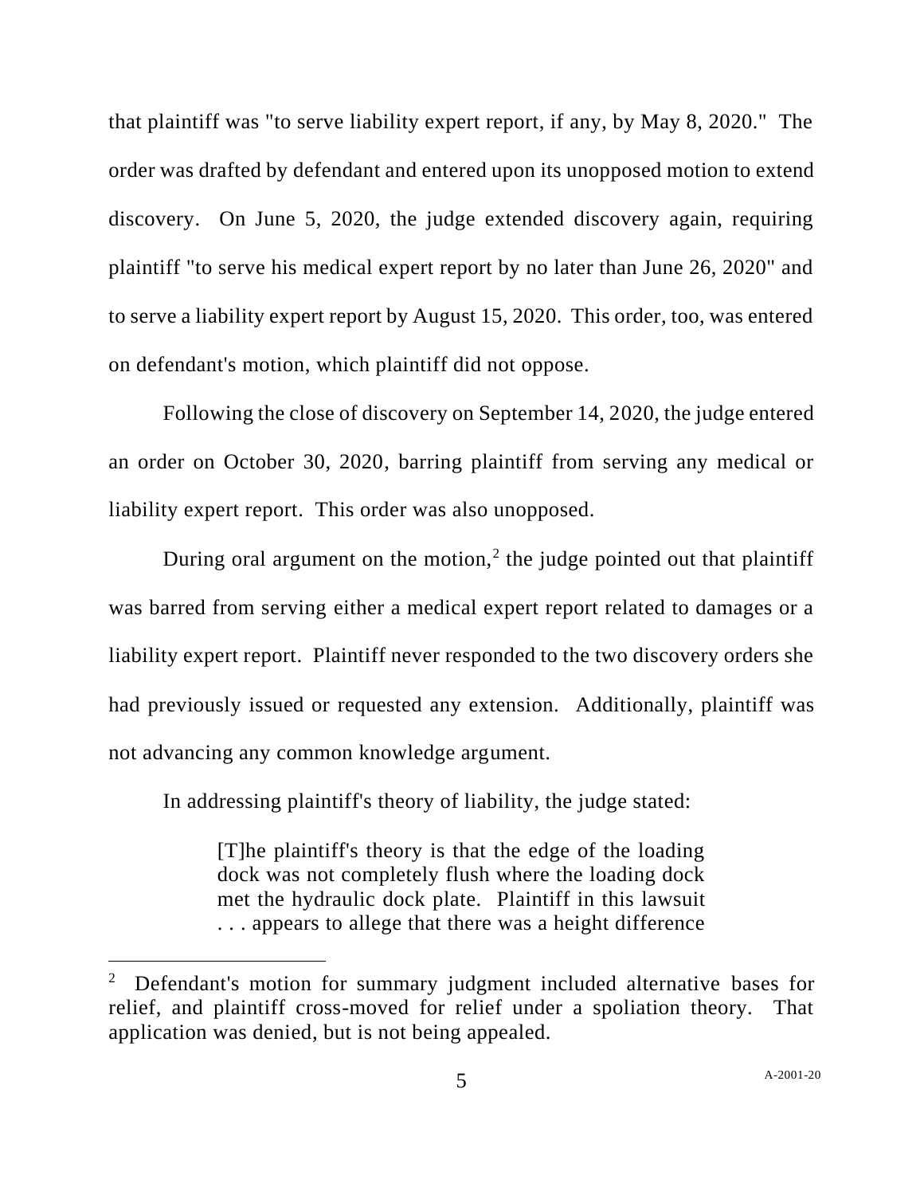that plaintiff was "to serve liability expert report, if any, by May 8, 2020." The order was drafted by defendant and entered upon its unopposed motion to extend discovery. On June 5, 2020, the judge extended discovery again, requiring plaintiff "to serve his medical expert report by no later than June 26, 2020" and to serve a liability expert report by August 15, 2020. This order, too, was entered on defendant's motion, which plaintiff did not oppose.

Following the close of discovery on September 14, 2020, the judge entered an order on October 30, 2020, barring plaintiff from serving any medical or liability expert report. This order was also unopposed.

During oral argument on the motion,[2] the judge pointed out that plaintiff was barred from serving either a medical expert report related to damages or a liability expert report. Plaintiff never responded to the two discovery orders she had previously issued or requested any extension. Additionally, plaintiff was not advancing any common knowledge argument.

In addressing plaintiff's theory of liability, the judge stated:

> [T]he plaintiff's theory is that the edge of the loading dock was not completely flush where the loading dock met the hydraulic dock plate. Plaintiff in this lawsuit . . . appears to allege that there was a height difference

---

[2] Defendant's motion for summary judgment included alternative bases for relief, and plaintiff cross-moved for relief under a spoliation theory. That application was denied, but is not being appealed.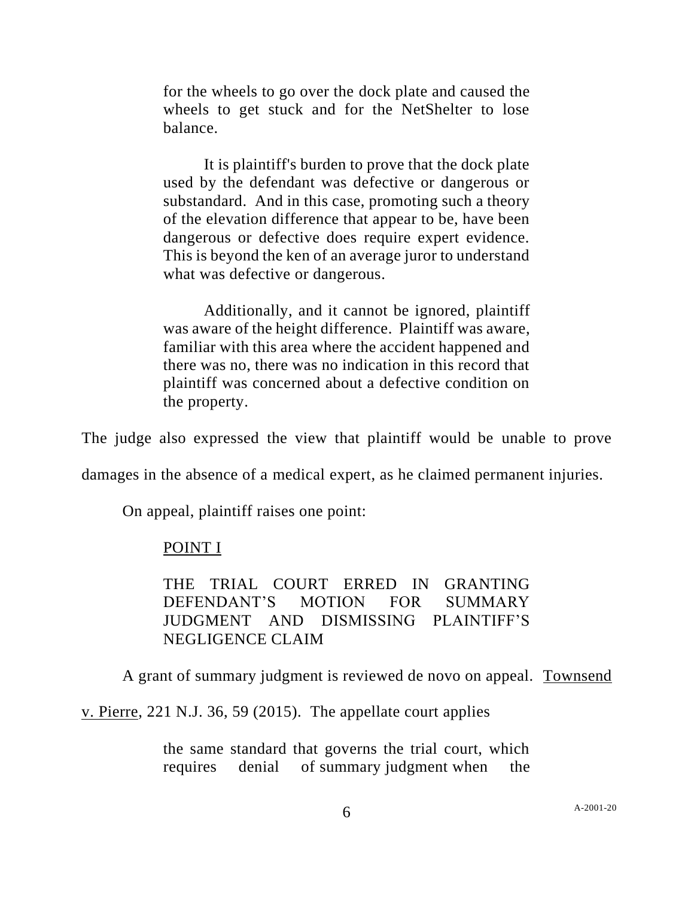> for the wheels to go over the dock plate and caused the wheels to get stuck and for the NetShelter to lose balance.
>
> It is plaintiff's burden to prove that the dock plate used by the defendant was defective or dangerous or substandard. And in this case, promoting such a theory of the elevation difference that appear to be, have been dangerous or defective does require expert evidence. This is beyond the ken of an average juror to understand what was defective or dangerous.
>
> Additionally, and it cannot be ignored, plaintiff was aware of the height difference. Plaintiff was aware, familiar with this area where the accident happened and there was no, there was no indication in this record that plaintiff was concerned about a defective condition on the property.

The judge also expressed the view that plaintiff would be unable to prove damages in the absence of a medical expert, as he claimed permanent injuries.

On appeal, plaintiff raises one point:

> POINT I
>
> THE TRIAL COURT ERRED IN GRANTING DEFENDANT'S MOTION FOR SUMMARY JUDGMENT AND DISMISSING PLAINTIFF'S NEGLIGENCE CLAIM

A grant of summary judgment is reviewed de novo on appeal. Townsend v. Pierre, 221 N.J. 36, 59 (2015). The appellate court applies

> the same standard that governs the trial court, which requires denial of summary judgment when the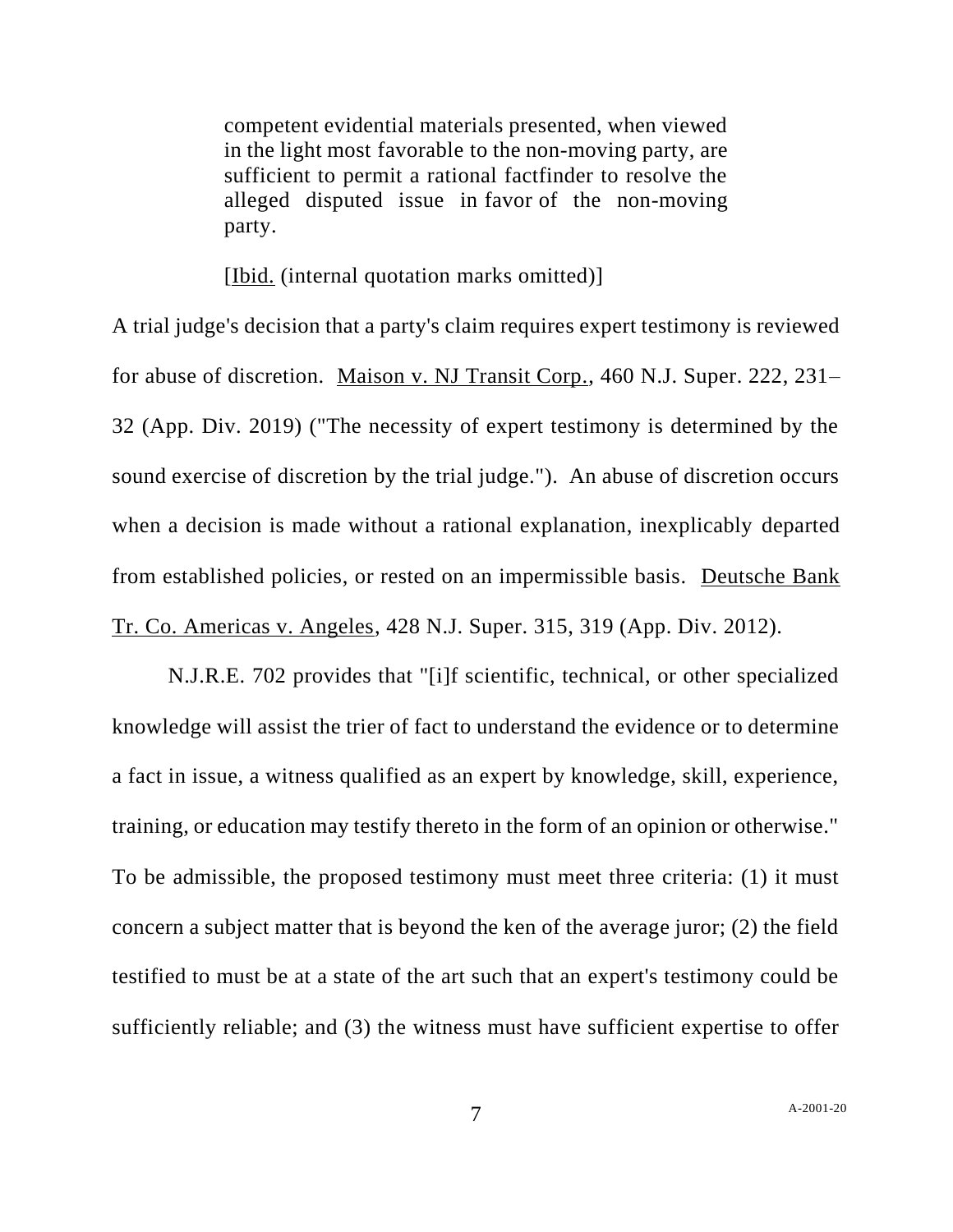> competent evidential materials presented, when viewed in the light most favorable to the non-moving party, are sufficient to permit a rational factfinder to resolve the alleged disputed issue in favor of the non-moving party.
>
> [Ibid. (internal quotation marks omitted)]

A trial judge's decision that a party's claim requires expert testimony is reviewed for abuse of discretion. Maison v. NJ Transit Corp., 460 N.J. Super. 222, 231–32 (App. Div. 2019) ("The necessity of expert testimony is determined by the sound exercise of discretion by the trial judge."). An abuse of discretion occurs when a decision is made without a rational explanation, inexplicably departed from established policies, or rested on an impermissible basis. Deutsche Bank Tr. Co. Americas v. Angeles, 428 N.J. Super. 315, 319 (App. Div. 2012).

N.J.R.E. 702 provides that "[i]f scientific, technical, or other specialized knowledge will assist the trier of fact to understand the evidence or to determine a fact in issue, a witness qualified as an expert by knowledge, skill, experience, training, or education may testify thereto in the form of an opinion or otherwise." To be admissible, the proposed testimony must meet three criteria: (1) it must concern a subject matter that is beyond the ken of the average juror; (2) the field testified to must be at a state of the art such that an expert's testimony could be sufficiently reliable; and (3) the witness must have sufficient expertise to offer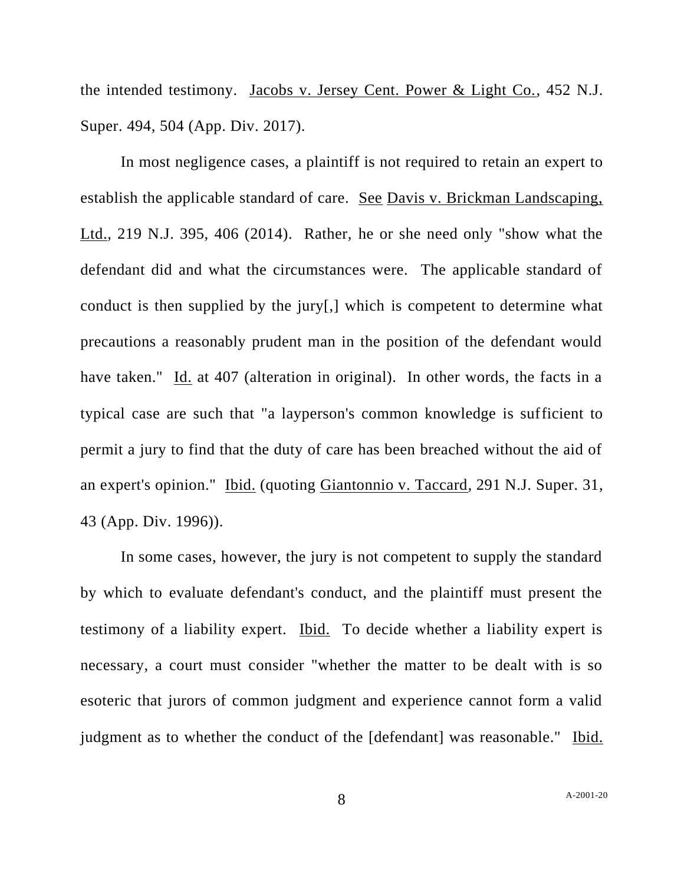the intended testimony. Jacobs v. Jersey Cent. Power & Light Co., 452 N.J. Super. 494, 504 (App. Div. 2017).

In most negligence cases, a plaintiff is not required to retain an expert to establish the applicable standard of care. See Davis v. Brickman Landscaping, Ltd., 219 N.J. 395, 406 (2014). Rather, he or she need only "show what the defendant did and what the circumstances were. The applicable standard of conduct is then supplied by the jury[,] which is competent to determine what precautions a reasonably prudent man in the position of the defendant would have taken." Id. at 407 (alteration in original). In other words, the facts in a typical case are such that "a layperson's common knowledge is sufficient to permit a jury to find that the duty of care has been breached without the aid of an expert's opinion." Ibid. (quoting Giantonnio v. Taccard, 291 N.J. Super. 31, 43 (App. Div. 1996)).

In some cases, however, the jury is not competent to supply the standard by which to evaluate defendant's conduct, and the plaintiff must present the testimony of a liability expert. Ibid. To decide whether a liability expert is necessary, a court must consider "whether the matter to be dealt with is so esoteric that jurors of common judgment and experience cannot form a valid judgment as to whether the conduct of the [defendant] was reasonable." Ibid.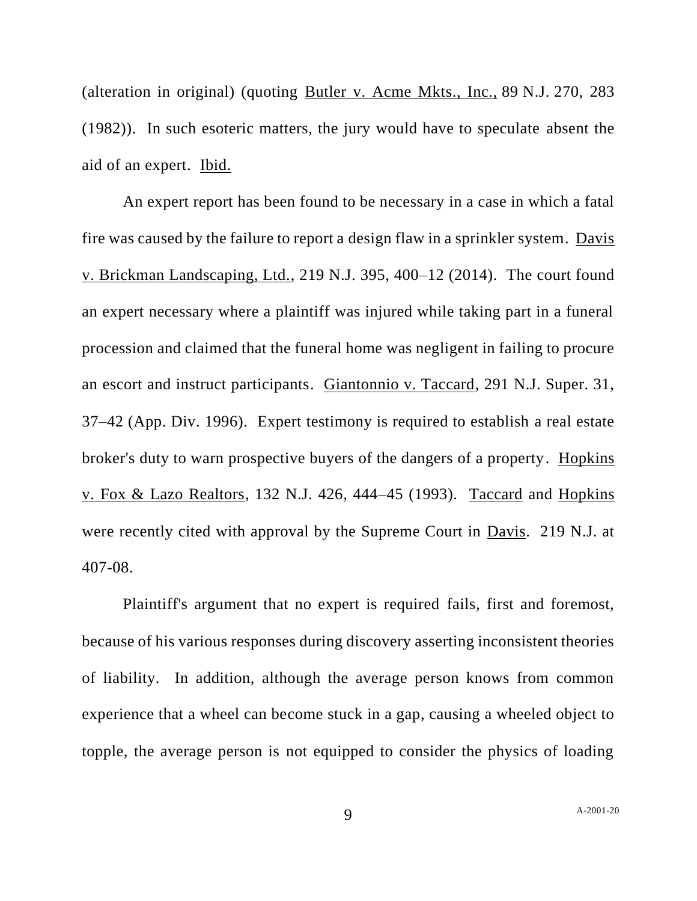(alteration in original) (quoting Butler v. Acme Mkts., Inc., 89 N.J. 270, 283 (1982)). In such esoteric matters, the jury would have to speculate absent the aid of an expert. Ibid.

An expert report has been found to be necessary in a case in which a fatal fire was caused by the failure to report a design flaw in a sprinkler system. Davis v. Brickman Landscaping, Ltd., 219 N.J. 395, 400–12 (2014). The court found an expert necessary where a plaintiff was injured while taking part in a funeral procession and claimed that the funeral home was negligent in failing to procure an escort and instruct participants. Giantonnio v. Taccard, 291 N.J. Super. 31, 37–42 (App. Div. 1996). Expert testimony is required to establish a real estate broker's duty to warn prospective buyers of the dangers of a property. Hopkins v. Fox & Lazo Realtors, 132 N.J. 426, 444–45 (1993). Taccard and Hopkins were recently cited with approval by the Supreme Court in Davis. 219 N.J. at 407-08.

Plaintiff's argument that no expert is required fails, first and foremost, because of his various responses during discovery asserting inconsistent theories of liability. In addition, although the average person knows from common experience that a wheel can become stuck in a gap, causing a wheeled object to topple, the average person is not equipped to consider the physics of loading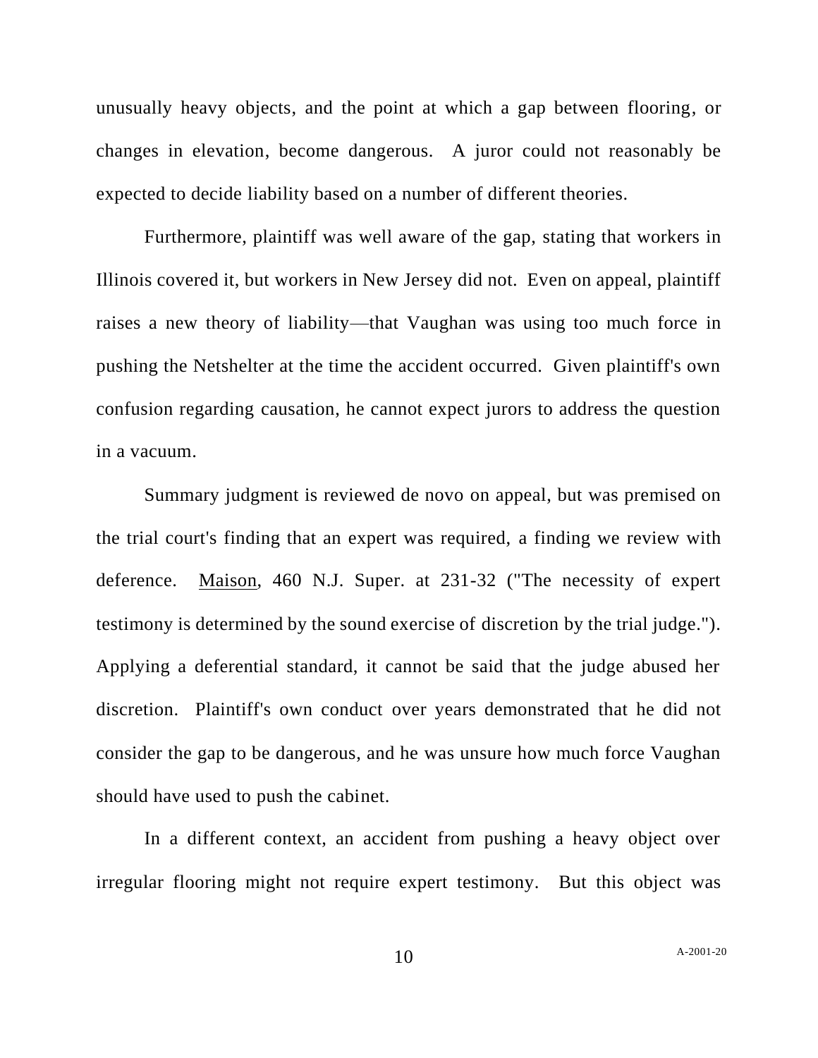unusually heavy objects, and the point at which a gap between flooring, or changes in elevation, become dangerous. A juror could not reasonably be expected to decide liability based on a number of different theories.

Furthermore, plaintiff was well aware of the gap, stating that workers in Illinois covered it, but workers in New Jersey did not. Even on appeal, plaintiff raises a new theory of liability—that Vaughan was using too much force in pushing the Netshelter at the time the accident occurred. Given plaintiff's own confusion regarding causation, he cannot expect jurors to address the question in a vacuum.

Summary judgment is reviewed de novo on appeal, but was premised on the trial court's finding that an expert was required, a finding we review with deference. Maison, 460 N.J. Super. at 231-32 ("The necessity of expert testimony is determined by the sound exercise of discretion by the trial judge."). Applying a deferential standard, it cannot be said that the judge abused her discretion. Plaintiff's own conduct over years demonstrated that he did not consider the gap to be dangerous, and he was unsure how much force Vaughan should have used to push the cabinet.

In a different context, an accident from pushing a heavy object over irregular flooring might not require expert testimony. But this object was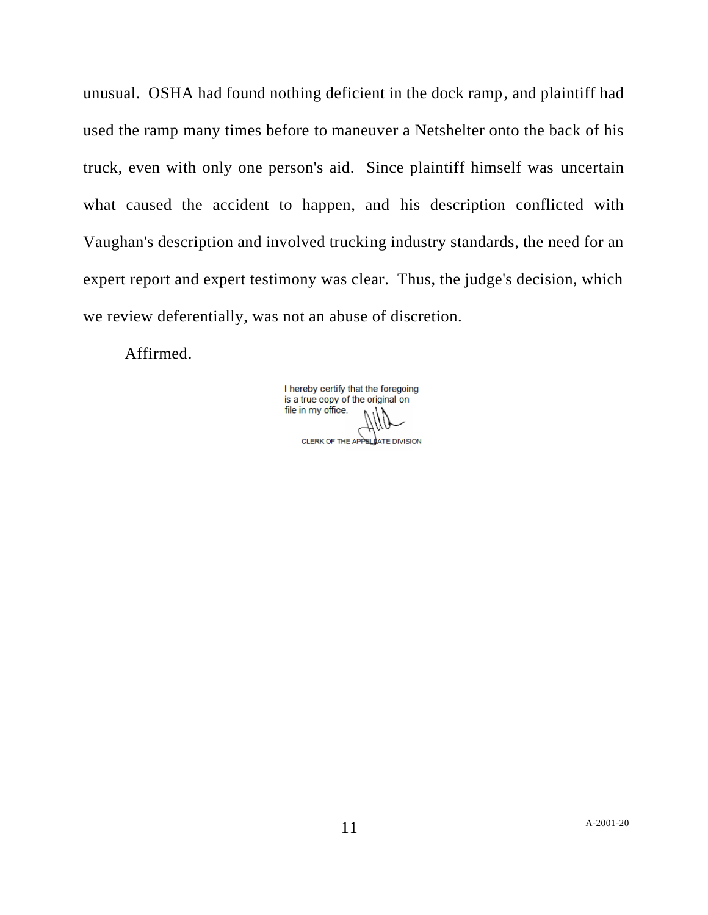unusual. OSHA had found nothing deficient in the dock ramp, and plaintiff had used the ramp many times before to maneuver a Netshelter onto the back of his truck, even with only one person's aid. Since plaintiff himself was uncertain what caused the accident to happen, and his description conflicted with Vaughan's description and involved trucking industry standards, the need for an expert report and expert testimony was clear. Thus, the judge's decision, which we review deferentially, was not an abuse of discretion.

Affirmed.

I hereby certify that the foregoing is a true copy of the original on file in my office.

CLERK OF THE APPELLATE DIVISION